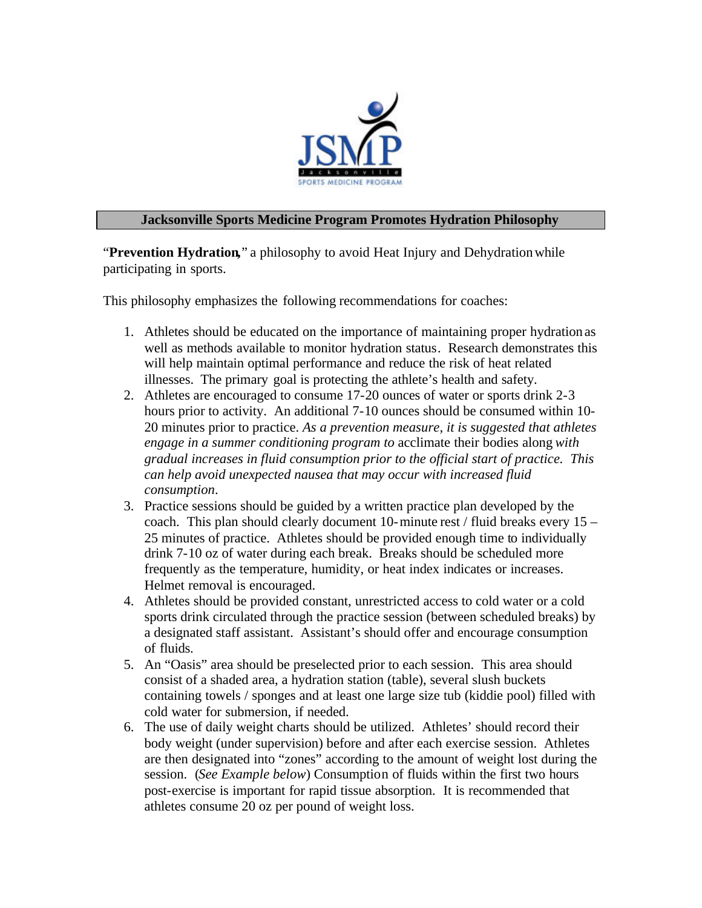JSMP

Jacksonville SPORTS MEDICINE PROGRAM

## Jacksonville Sports Medicine Program Promotes Hydration Philosophy

"**Prevention Hydration**," a philosophy to avoid Heat Injury and Dehydration while participating in sports.

This philosophy emphasizes the following recommendations for coaches:

1. Athletes should be educated on the importance of maintaining proper hydration as well as methods available to monitor hydration status. Research demonstrates this will help maintain optimal performance and reduce the risk of heat related illnesses. The primary goal is protecting the athlete's health and safety.
2. Athletes are encouraged to consume 17-20 ounces of water or sports drink 2-3 hours prior to activity. An additional 7-10 ounces should be consumed within 10-20 minutes prior to practice. *As a prevention measure, it is suggested that athletes engage in a summer conditioning program to* acclimate their bodies along *with gradual increases in fluid consumption prior to the official start of practice. This can help avoid unexpected nausea that may occur with increased fluid consumption*.
3. Practice sessions should be guided by a written practice plan developed by the coach. This plan should clearly document 10-minute rest / fluid breaks every 15 – 25 minutes of practice. Athletes should be provided enough time to individually drink 7-10 oz of water during each break. Breaks should be scheduled more frequently as the temperature, humidity, or heat index indicates or increases. Helmet removal is encouraged.
4. Athletes should be provided constant, unrestricted access to cold water or a cold sports drink circulated through the practice session (between scheduled breaks) by a designated staff assistant. Assistant's should offer and encourage consumption of fluids.
5. An "Oasis" area should be preselected prior to each session. This area should consist of a shaded area, a hydration station (table), several slush buckets containing towels / sponges and at least one large size tub (kiddie pool) filled with cold water for submersion, if needed.
6. The use of daily weight charts should be utilized. Athletes' should record their body weight (under supervision) before and after each exercise session. Athletes are then designated into "zones" according to the amount of weight lost during the session. (*See Example below*) Consumption of fluids within the first two hours post-exercise is important for rapid tissue absorption. It is recommended that athletes consume 20 oz per pound of weight loss.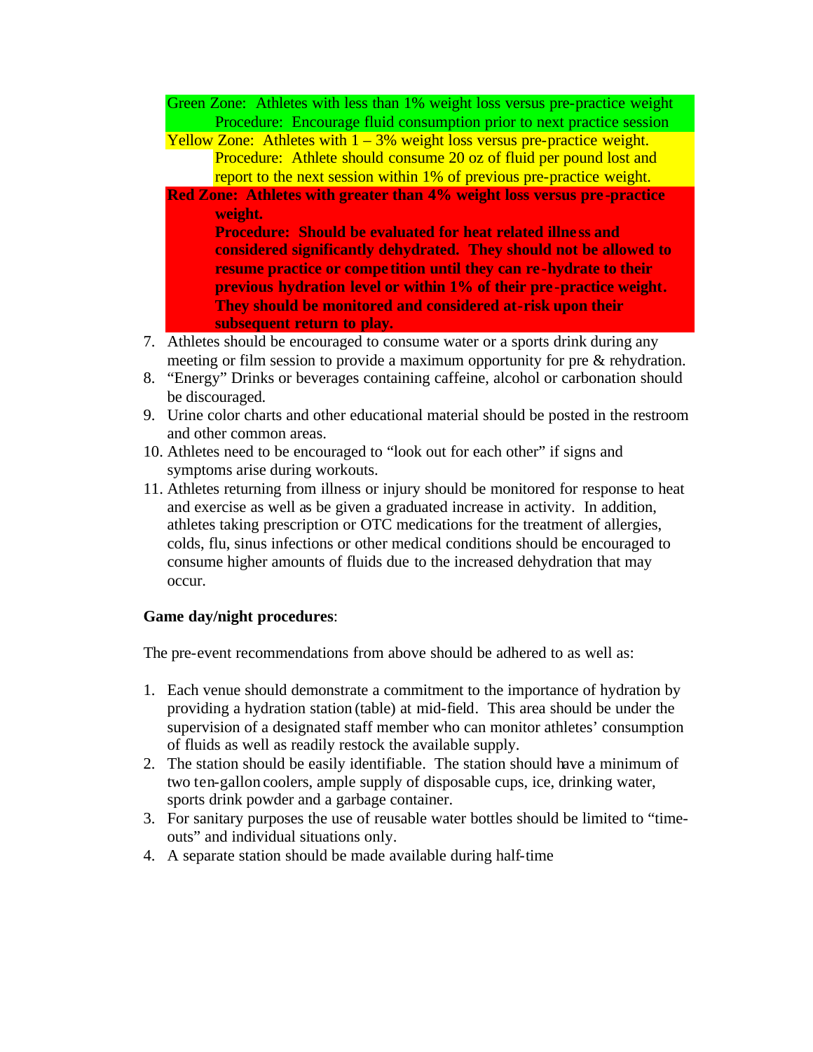Green Zone: Athletes with less than 1% weight loss versus pre-practice weight

Procedure: Encourage fluid consumption prior to next practice session

Yellow Zone: Athletes with 1 – 3% weight loss versus pre-practice weight.

Procedure: Athlete should consume 20 oz of fluid per pound lost and report to the next session within 1% of previous pre-practice weight.

**Red Zone: Athletes with greater than 4% weight loss versus pre-practice weight.**

**Procedure: Should be evaluated for heat related illness and considered significantly dehydrated. They should not be allowed to resume practice or competition until they can re-hydrate to their previous hydration level or within 1% of their pre-practice weight. They should be monitored and considered at-risk upon their subsequent return to play.**

7. Athletes should be encouraged to consume water or a sports drink during any meeting or film session to provide a maximum opportunity for pre & rehydration.
8. "Energy" Drinks or beverages containing caffeine, alcohol or carbonation should be discouraged.
9. Urine color charts and other educational material should be posted in the restroom and other common areas.
10. Athletes need to be encouraged to "look out for each other" if signs and symptoms arise during workouts.
11. Athletes returning from illness or injury should be monitored for response to heat and exercise as well as be given a graduated increase in activity. In addition, athletes taking prescription or OTC medications for the treatment of allergies, colds, flu, sinus infections or other medical conditions should be encouraged to consume higher amounts of fluids due to the increased dehydration that may occur.

**Game day/night procedures**:

The pre-event recommendations from above should be adhered to as well as:

1. Each venue should demonstrate a commitment to the importance of hydration by providing a hydration station (table) at mid-field. This area should be under the supervision of a designated staff member who can monitor athletes' consumption of fluids as well as readily restock the available supply.
2. The station should be easily identifiable. The station should have a minimum of two ten-gallon coolers, ample supply of disposable cups, ice, drinking water, sports drink powder and a garbage container.
3. For sanitary purposes the use of reusable water bottles should be limited to "time-outs" and individual situations only.
4. A separate station should be made available during half-time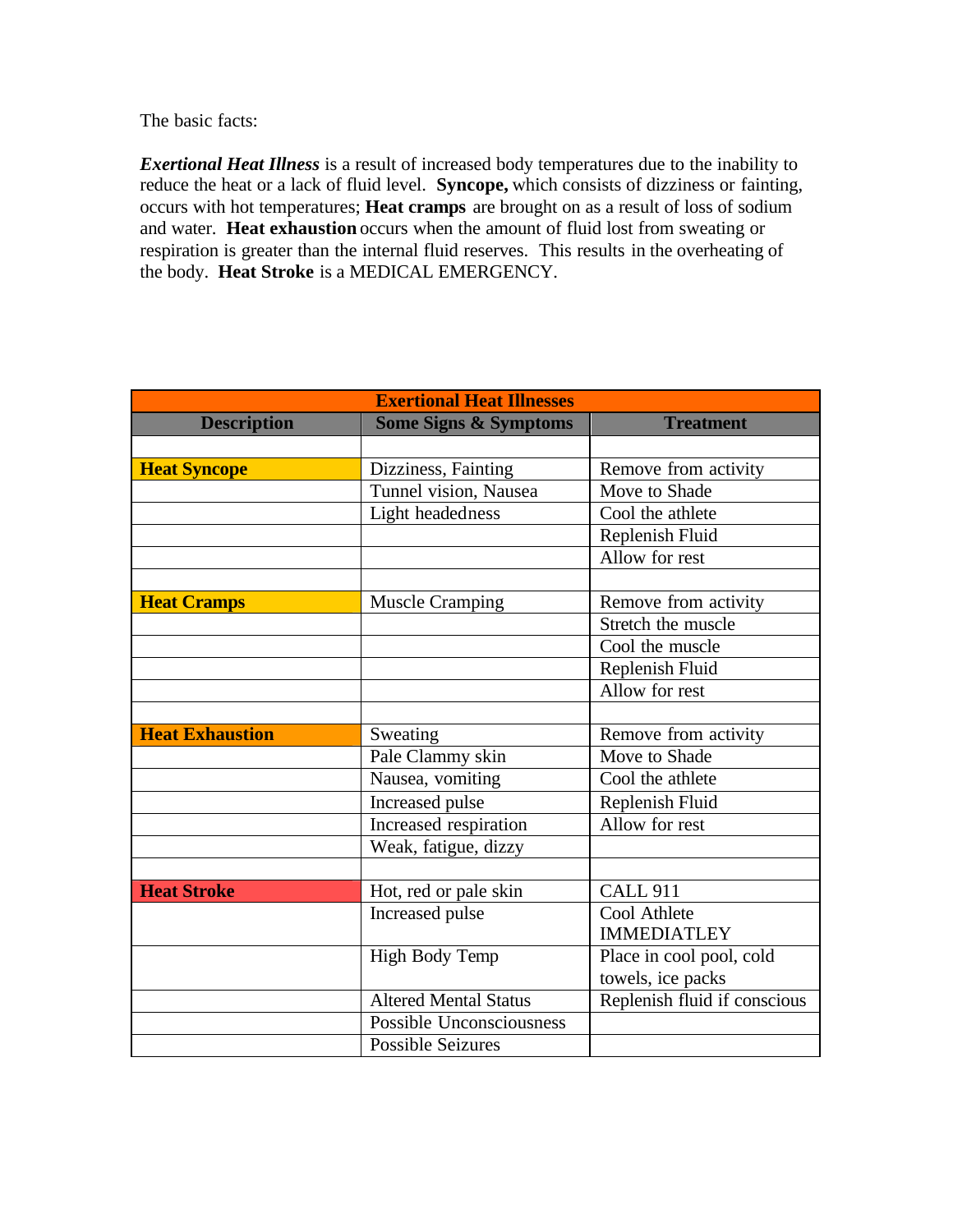The basic facts:

***Exertional Heat Illness*** is a result of increased body temperatures due to the inability to reduce the heat or a lack of fluid level. **Syncope,** which consists of dizziness or fainting, occurs with hot temperatures; **Heat cramps** are brought on as a result of loss of sodium and water. **Heat exhaustion** occurs when the amount of fluid lost from sweating or respiration is greater than the internal fluid reserves. This results in the overheating of the body. **Heat Stroke** is a MEDICAL EMERGENCY.

| **Exertional Heat Illnesses** | | |
|---|---|---|
| **Description** | **Some Signs & Symptoms** | **Treatment** |
| | | |
| **Heat Syncope** | Dizziness, Fainting | Remove from activity |
| | Tunnel vision, Nausea | Move to Shade |
| | Light headedness | Cool the athlete |
| | | Replenish Fluid |
| | | Allow for rest |
| | | |
| **Heat Cramps** | Muscle Cramping | Remove from activity |
| | | Stretch the muscle |
| | | Cool the muscle |
| | | Replenish Fluid |
| | | Allow for rest |
| | | |
| **Heat Exhaustion** | Sweating | Remove from activity |
| | Pale Clammy skin | Move to Shade |
| | Nausea, vomiting | Cool the athlete |
| | Increased pulse | Replenish Fluid |
| | Increased respiration | Allow for rest |
| | Weak, fatigue, dizzy | |
| | | |
| **Heat Stroke** | Hot, red or pale skin | CALL 911 |
| | Increased pulse | Cool Athlete IMMEDIATLEY |
| | High Body Temp | Place in cool pool, cold towels, ice packs |
| | Altered Mental Status | Replenish fluid if conscious |
| | Possible Unconsciousness | |
| | Possible Seizures | |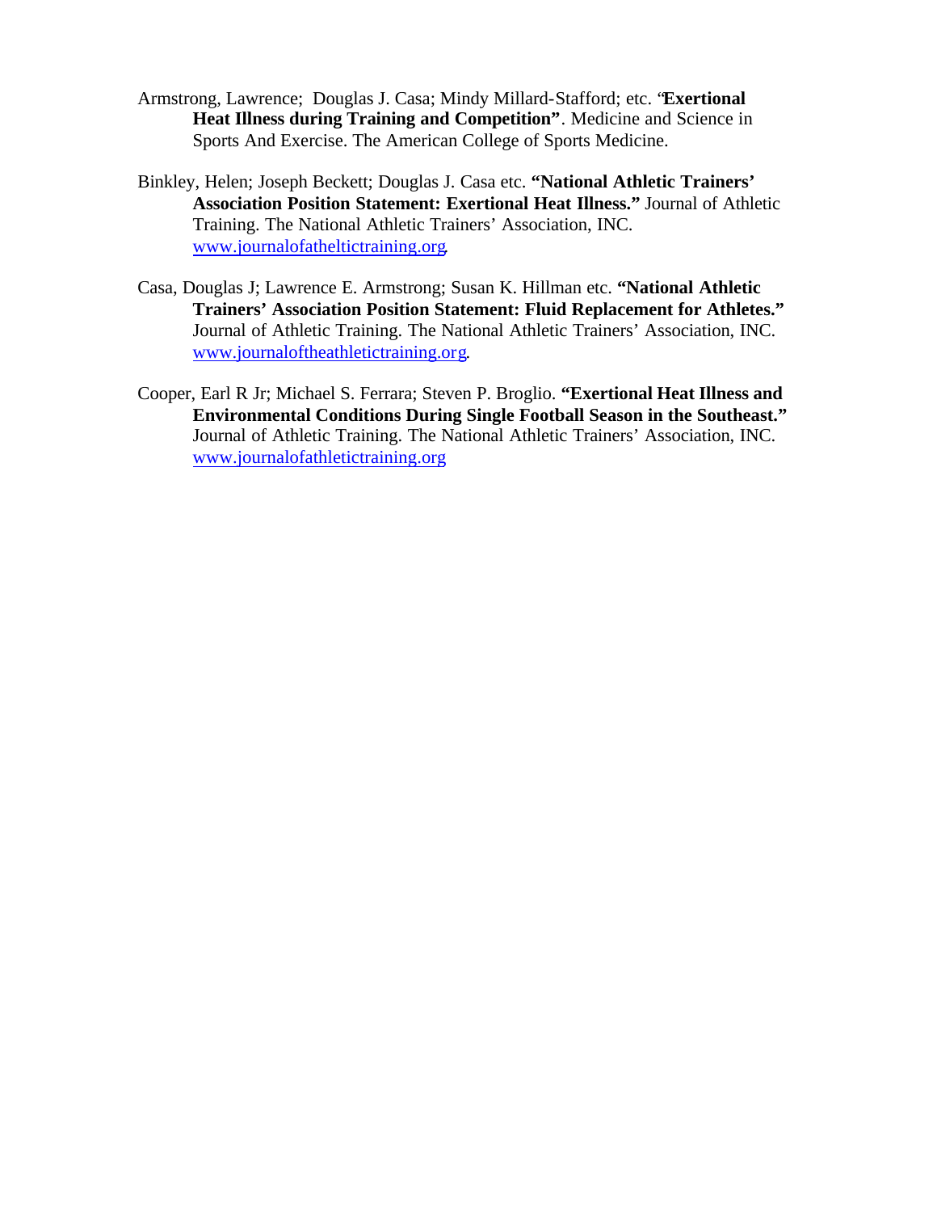Armstrong, Lawrence; Douglas J. Casa; Mindy Millard-Stafford; etc. "**Exertional Heat Illness during Training and Competition"**. Medicine and Science in Sports And Exercise. The American College of Sports Medicine.

Binkley, Helen; Joseph Beckett; Douglas J. Casa etc. **"National Athletic Trainers' Association Position Statement: Exertional Heat Illness."** Journal of Athletic Training. The National Athletic Trainers' Association, INC. www.journalofatheltictraining.org.

Casa, Douglas J; Lawrence E. Armstrong; Susan K. Hillman etc. **"National Athletic Trainers' Association Position Statement: Fluid Replacement for Athletes."** Journal of Athletic Training. The National Athletic Trainers' Association, INC. www.journaloftheathletictraining.org.

Cooper, Earl R Jr; Michael S. Ferrara; Steven P. Broglio. **"Exertional Heat Illness and Environmental Conditions During Single Football Season in the Southeast."** Journal of Athletic Training. The National Athletic Trainers' Association, INC. www.journalofathletictraining.org